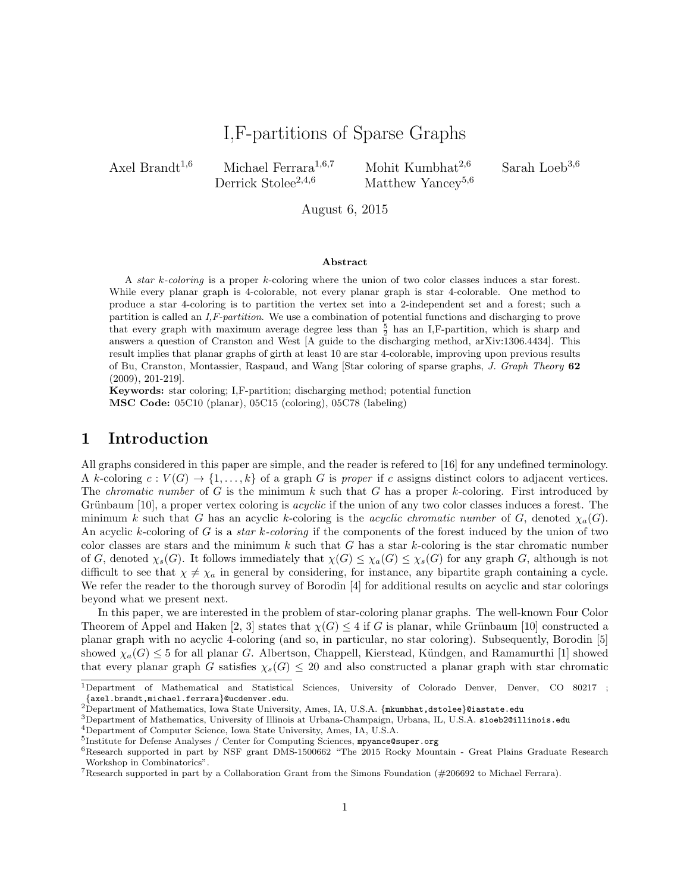# I,F-partitions of Sparse Graphs

Axel Brandt[1,6] Michael Ferrara[1,6,7] Mohit Kumbhat[2,6] Sarah Loeb[3,6] Derrick Stolee[2,4,6] Matthew Yancey[5,6]

August 6, 2015

### Abstract

A *star k-coloring* is a proper $k$-coloring where the union of two color classes induces a star forest. While every planar graph is 4-colorable, not every planar graph is star 4-colorable. One method to produce a star 4-coloring is to partition the vertex set into a 2-independent set and a forest; such a partition is called an *I,F-partition*. We use a combination of potential functions and discharging to prove that every graph with maximum average degree less than $\frac{5}{2}$ has an I,F-partition, which is sharp and answers a question of Cranston and West [A guide to the discharging method, arXiv:1306.4434]. This result implies that planar graphs of girth at least 10 are star 4-colorable, improving upon previous results of Bu, Cranston, Montassier, Raspaud, and Wang [Star coloring of sparse graphs, *J. Graph Theory* **62** (2009), 201-219].

**Keywords:** star coloring; I,F-partition; discharging method; potential function
**MSC Code:** 05C10 (planar), 05C15 (coloring), 05C78 (labeling)

## 1 Introduction

All graphs considered in this paper are simple, and the reader is refered to [16] for any undefined terminology. A $k$-coloring $c : V(G) \to \{1, \ldots, k\}$ of a graph $G$ is *proper* if $c$ assigns distinct colors to adjacent vertices. The *chromatic number* of $G$ is the minimum $k$ such that $G$ has a proper $k$-coloring. First introduced by Grünbaum [10], a proper vertex coloring is *acyclic* if the union of any two color classes induces a forest. The minimum $k$ such that $G$ has an acyclic $k$-coloring is the *acyclic chromatic number* of $G$, denoted $\chi_a(G)$. An acyclic $k$-coloring of $G$ is a *star k-coloring* if the components of the forest induced by the union of two color classes are stars and the minimum $k$ such that $G$ has a star $k$-coloring is the star chromatic number of $G$, denoted $\chi_s(G)$. It follows immediately that $\chi(G) \leq \chi_a(G) \leq \chi_s(G)$ for any graph $G$, although is not difficult to see that $\chi \neq \chi_a$ in general by considering, for instance, any bipartite graph containing a cycle. We refer the reader to the thorough survey of Borodin [4] for additional results on acyclic and star colorings beyond what we present next.

In this paper, we are interested in the problem of star-coloring planar graphs. The well-known Four Color Theorem of Appel and Haken [2, 3] states that $\chi(G) \leq 4$ if $G$ is planar, while Grünbaum [10] constructed a planar graph with no acyclic 4-coloring (and so, in particular, no star coloring). Subsequently, Borodin [5] showed $\chi_a(G) \leq 5$ for all planar $G$. Albertson, Chappell, Kierstead, Kündgen, and Ramamurthi [1] showed that every planar graph $G$ satisfies $\chi_s(G) \leq 20$ and also constructed a planar graph with star chromatic

---

[1]Department of Mathematical and Statistical Sciences, University of Colorado Denver, Denver, CO 80217 ; {axel.brandt,michael.ferrara}@ucdenver.edu.
[2]Department of Mathematics, Iowa State University, Ames, IA, U.S.A. {mkumbhat,dstolee}@iastate.edu
[3]Department of Mathematics, University of Illinois at Urbana-Champaign, Urbana, IL, U.S.A. sloeb2@illinois.edu
[4]Department of Computer Science, Iowa State University, Ames, IA, U.S.A.
[5]Institute for Defense Analyses / Center for Computing Sciences, mpyance@super.org
[6]Research supported in part by NSF grant DMS-1500662 "The 2015 Rocky Mountain - Great Plains Graduate Research Workshop in Combinatorics".
[7]Research supported in part by a Collaboration Grant from the Simons Foundation (#206692 to Michael Ferrara).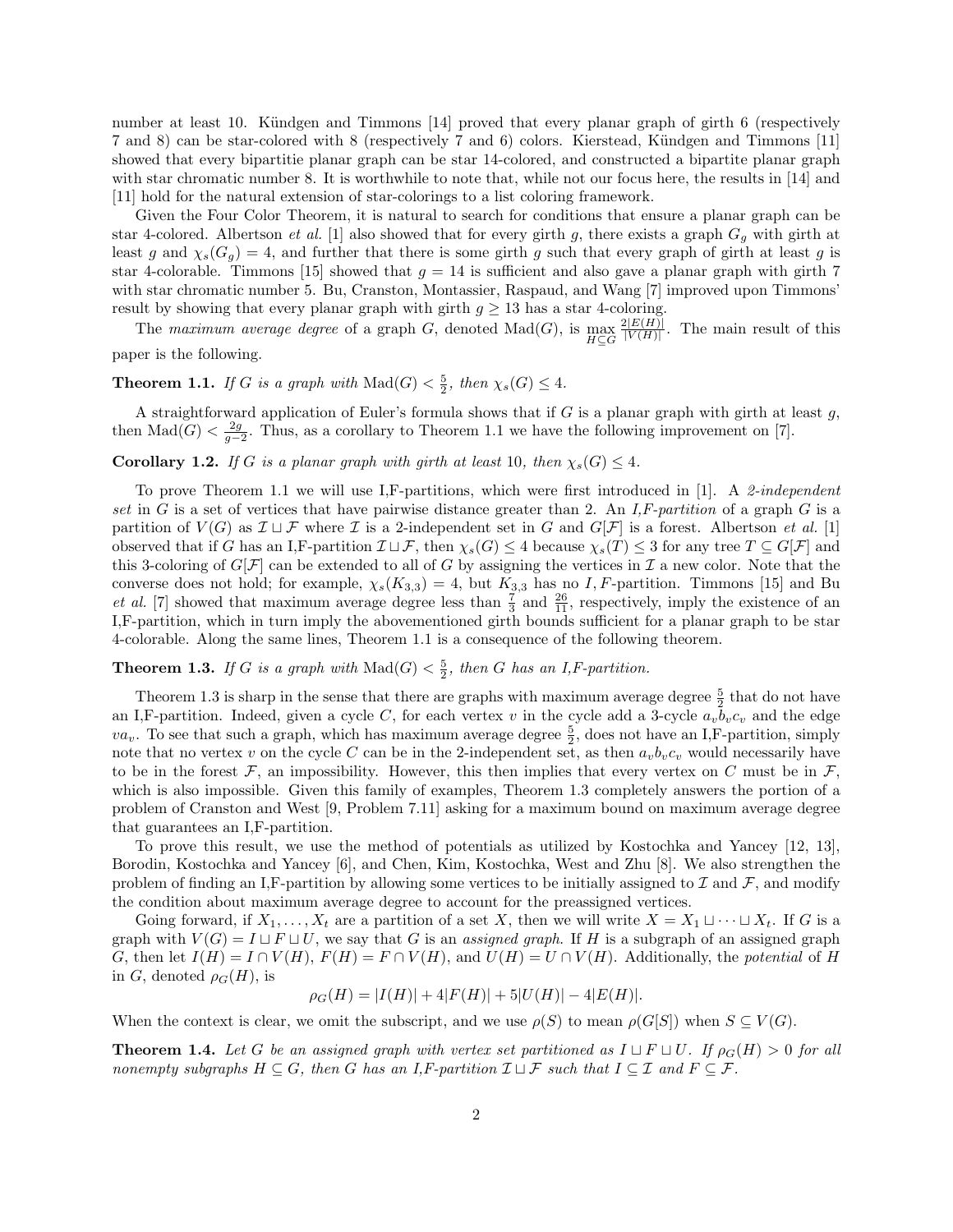number at least 10. Kündgen and Timmons [14] proved that every planar graph of girth 6 (respectively 7 and 8) can be star-colored with 8 (respectively 7 and 6) colors. Kierstead, Kündgen and Timmons [11] showed that every bipartitie planar graph can be star 14-colored, and constructed a bipartite planar graph with star chromatic number 8. It is worthwhile to note that, while not our focus here, the results in [14] and [11] hold for the natural extension of star-colorings to a list coloring framework.

Given the Four Color Theorem, it is natural to search for conditions that ensure a planar graph can be star 4-colored. Albertson *et al.* [1] also showed that for every girth $g$, there exists a graph $G_g$ with girth at least $g$ and $\chi_s(G_g) = 4$, and further there is some girth $g$ such that every graph of girth at least $g$ is star 4-colorable. Timmons [15] showed that $g = 14$ is sufficient and also gave a planar graph with girth 7 with star chromatic number 5. Bu, Cranston, Montassier, Raspaud, and Wang [7] improved upon Timmons' result by showing that every planar graph with girth $g \geq 13$ has a star 4-coloring.

The *maximum average degree* of a graph $G$, denoted $\mathrm{Mad}(G)$, is $\max\limits_{H \subseteq G} \frac{2|E(H)|}{|V(H)|}$. The main result of this paper is the following.

**Theorem 1.1.** *If $G$ is a graph with $\mathrm{Mad}(G) < \frac{5}{2}$, then $\chi_s(G) \leq 4$.*

A straightforward application of Euler's formula shows that if $G$ is a planar graph with girth at least $g$, then $\mathrm{Mad}(G) < \frac{2g}{g-2}$. Thus, as a corollary to Theorem 1.1 we have the following improvement on [7].

**Corollary 1.2.** *If $G$ is a planar graph with girth at least 10, then $\chi_s(G) \leq 4$.*

To prove Theorem 1.1 we will use I,F-partitions, which were first introduced in [1]. A *2-independent set* in $G$ is a set of vertices that have pairwise distance greater than 2. An *I,F-partition* of a graph $G$ is a partition of $V(G)$ as $\mathcal{I} \sqcup \mathcal{F}$ where $\mathcal{I}$ is a 2-independent set in $G$ and $G[\mathcal{F}]$ is a forest. Albertson *et al.* [1] observed that if $G$ has an I,F-partition $\mathcal{I} \sqcup \mathcal{F}$, then $\chi_s(G) \leq 4$ because $\chi_s(T) \leq 3$ for any tree $T \subseteq G[\mathcal{F}]$ and this 3-coloring of $G[\mathcal{F}]$ can be extended to all of $G$ by assigning the vertices in $\mathcal{I}$ a new color. Note that the converse does not hold; for example, $\chi_s(K_{3,3}) = 4$, but $K_{3,3}$ has no $I,F$-partition. Timmons [15] and Bu *et al.* [7] showed that maximum average degree less than $\frac{7}{3}$ and $\frac{26}{11}$, respectively, imply the existence of an I,F-partition, which in turn imply the abovementioned girth bounds sufficient for a planar graph to be star 4-colorable. Along the same lines, Theorem 1.1 is a consequence of the following theorem.

**Theorem 1.3.** *If $G$ is a graph with $\mathrm{Mad}(G) < \frac{5}{2}$, then $G$ has an I,F-partition.*

Theorem 1.3 is sharp in the sense that there are graphs with maximum average degree $\frac{5}{2}$ that do not have an I,F-partition. Indeed, given a cycle $C$, for each vertex $v$ in the cycle add a 3-cycle $a_v b_v c_v$ and the edge $va_v$. To see that such a graph, which has maximum average degree $\frac{5}{2}$, does not have an I,F-partition, simply note that no vertex $v$ on the cycle $C$ can be in the 2-independent set, as then $a_v b_v c_v$ would necessarily have to be in the forest $\mathcal{F}$, an impossibility. However, this then implies that every vertex on $C$ must be in $\mathcal{F}$, which is also impossible. Given this family of examples, Theorem 1.3 completely answers the portion of a problem of Cranston and West [9, Problem 7.11] asking for a maximum bound on maximum average degree that guarantees an I,F-partition.

To prove this result, we use the method of potentials as utilized by Kostochka and Yancey [12, 13], Borodin, Kostochka and Yancey [6], and Chen, Kim, Kostochka, West and Zhu [8]. We also strengthen the problem of finding an I,F-partition by allowing some vertices to be initially assigned to $\mathcal{I}$ and $\mathcal{F}$, and modify the condition about maximum average degree to account for the preassigned vertices.

Going forward, if $X_1, \ldots, X_t$ are a partition of a set $X$, then we will write $X = X_1 \sqcup \cdots \sqcup X_t$. If $G$ is a graph with $V(G) = I \sqcup F \sqcup U$, we say that $G$ is an *assigned graph*. If $H$ is a subgraph of an assigned graph $G$, then let $I(H) = I \cap V(H)$, $F(H) = F \cap V(H)$, and $U(H) = U \cap V(H)$. Additionally, the *potential* of $H$ in $G$, denoted $\rho_G(H)$, is

$$\rho_G(H) = |I(H)| + 4|F(H)| + 5|U(H)| - 4|E(H)|.$$

When the context is clear, we omit the subscript, and we use $\rho(S)$ to mean $\rho(G[S])$ when $S \subseteq V(G)$.

**Theorem 1.4.** *Let $G$ be an assigned graph with vertex set partitioned as $I \sqcup F \sqcup U$. If $\rho_G(H) > 0$ for all nonempty subgraphs $H \subseteq G$, then $G$ has an I,F-partition $\mathcal{I} \sqcup \mathcal{F}$ such that $I \subseteq \mathcal{I}$ and $F \subseteq \mathcal{F}$.*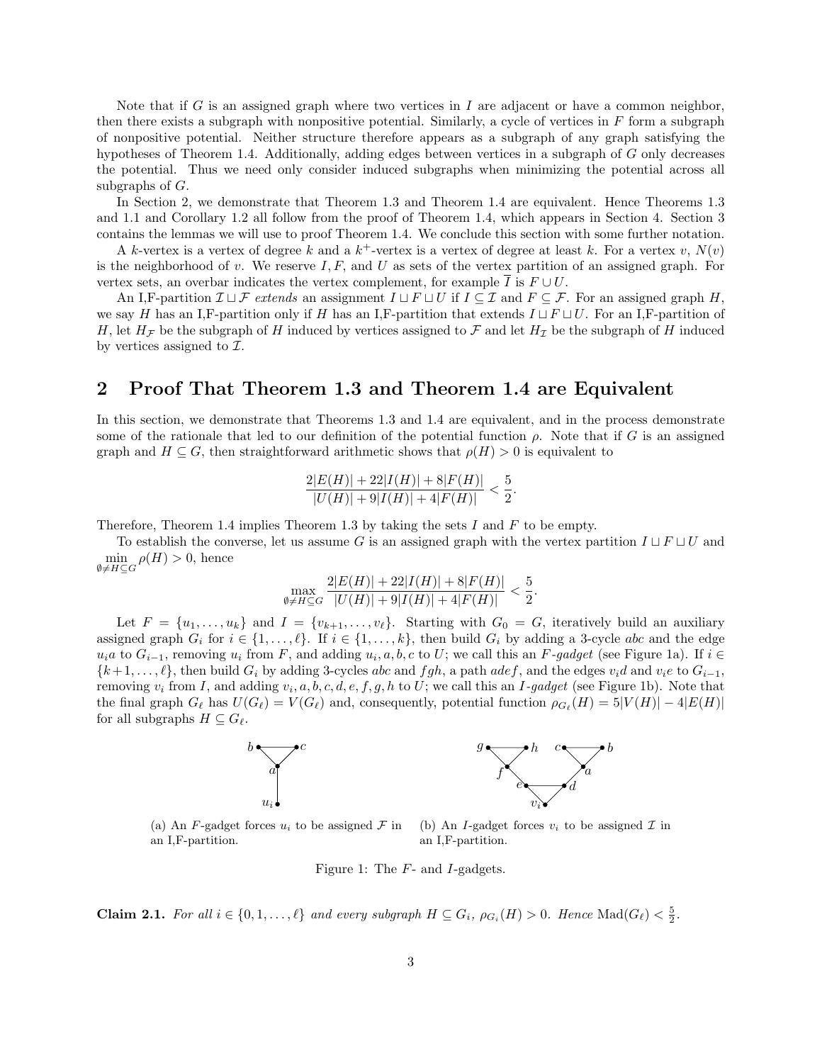Note that if $G$ is an assigned graph where two vertices in $I$ are adjacent or have a common neighbor, then there exists a subgraph with nonpositive potential. Similarly, a cycle of vertices in $F$ form a subgraph of nonpositive potential. Neither structure therefore appears as a subgraph of any graph satisfying the hypotheses of Theorem 1.4. Additionally, adding edges between vertices in a subgraph of $G$ only decreases the potential. Thus we need only consider induced subgraphs when minimizing the potential across all subgraphs of $G$.

In Section 2, we demonstrate that Theorem 1.3 and Theorem 1.4 are equivalent. Hence Theorems 1.3 and 1.1 and Corollary 1.2 all follow from the proof of Theorem 1.4, which appears in Section 4. Section 3 contains the lemmas we will use to proof Theorem 1.4. We conclude this section with some further notation.

A $k$-vertex is a vertex of degree $k$ and a $k^+$-vertex is a vertex of degree at least $k$. For a vertex $v$, $N(v)$ is the neighborhood of $v$. We reserve $I, F$, and $U$ as sets of the vertex partition of an assigned graph. For vertex sets, an overbar indicates the vertex complement, for example $\overline{I}$ is $F \cup U$.

An I,F-partition $\mathcal{I} \sqcup \mathcal{F}$ *extends* an assignment $I \sqcup F \sqcup U$ if $I \subseteq \mathcal{I}$ and $F \subseteq \mathcal{F}$. For an assigned graph $H$, we say $H$ has an I,F-partition only if $H$ has an I,F-partition that extends $I \sqcup F \sqcup U$. For an I,F-partition of $H$, let $H_{\mathcal{F}}$ be the subgraph of $H$ induced by vertices assigned to $\mathcal{F}$ and let $H_{\mathcal{I}}$ be the subgraph of $H$ induced by vertices assigned to $\mathcal{I}$.

## 2 Proof That Theorem 1.3 and Theorem 1.4 are Equivalent

In this section, we demonstrate that Theorems 1.3 and 1.4 are equivalent, and in the process demonstrate some of the rationale that led to our definition of the potential function $\rho$. Note that if $G$ is an assigned graph and $H \subseteq G$, then straightforward arithmetic shows that $\rho(H) > 0$ is equivalent to

$$\frac{2|E(H)| + 22|I(H)| + 8|F(H)|}{|U(H)| + 9|I(H)| + 4|F(H)|} < \frac{5}{2}.$$

Therefore, Theorem 1.4 implies Theorem 1.3 by taking the sets $I$ and $F$ to be empty.

To establish the converse, let us assume $G$ is an assigned graph with the vertex partition $I \sqcup F \sqcup U$ and $\min_{\emptyset \neq H \subseteq G} \rho(H) > 0$, hence

$$\max_{\emptyset \neq H \subseteq G} \frac{2|E(H)| + 22|I(H)| + 8|F(H)|}{|U(H)| + 9|I(H)| + 4|F(H)|} < \frac{5}{2}.$$

Let $F = \{u_1, \ldots, u_k\}$ and $I = \{v_{k+1}, \ldots, v_\ell\}$. Starting with $G_0 = G$, iteratively build an auxiliary assigned graph $G_i$ for $i \in \{1, \ldots, \ell\}$. If $i \in \{1, \ldots, k\}$, then build $G_i$ by adding a 3-cycle $abc$ and the edge $u_i a$ to $G_{i-1}$, removing $u_i$ from $F$, and adding $u_i, a, b, c$ to $U$; we call this an *F-gadget* (see Figure 1a). If $i \in \{k+1, \ldots, \ell\}$, then build $G_i$ by adding 3-cycles $abc$ and $fgh$, a path $adef$, and the edges $v_i d$ and $v_i e$ to $G_{i-1}$, removing $v_i$ from $I$, and adding $v_i, a, b, c, d, e, f, g, h$ to $U$; we call this an *I-gadget* (see Figure 1b). Note that the final graph $G_\ell$ has $U(G_\ell) = V(G_\ell)$ and, consequently, potential function $\rho_{G_\ell}(H) = 5|V(H)| - 4|E(H)|$ for all subgraphs $H \subseteq G_\ell$.

(a) An $F$-gadget forces $u_i$ to be assigned $\mathcal{F}$ in an I,F-partition.

(b) An $I$-gadget forces $v_i$ to be assigned $\mathcal{I}$ in an I,F-partition.

Figure 1: The $F$- and $I$-gadgets.

**Claim 2.1.** *For all $i \in \{0, 1, \ldots, \ell\}$ and every subgraph $H \subseteq G_i$, $\rho_{G_i}(H) > 0$. Hence $\operatorname{Mad}(G_\ell) < \frac{5}{2}$.*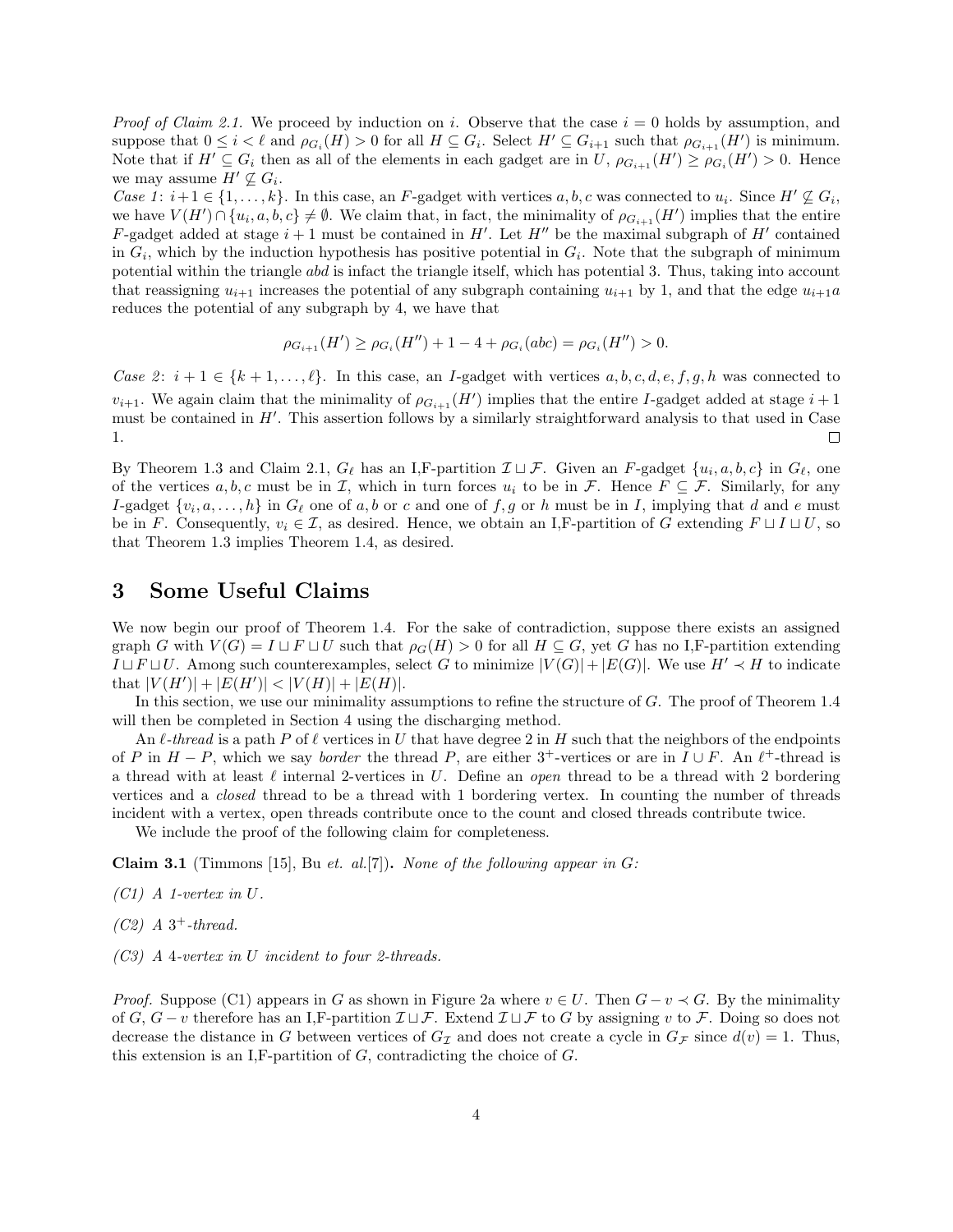*Proof of Claim 2.1.* We proceed by induction on $i$. Observe that the case $i = 0$ holds by assumption, and suppose that $0 \le i < \ell$ and $\rho_{G_i}(H) > 0$ for all $H \subseteq G_i$. Select $H' \subseteq G_{i+1}$ such that $\rho_{G_{i+1}}(H')$ is minimum. Note that if $H' \subseteq G_i$ then as all of the elements in each gadget are in $U$, $\rho_{G_{i+1}}(H') \ge \rho_{G_i}(H') > 0$. Hence we may assume $H' \not\subseteq G_i$.

*Case 1*: $i+1 \in \{1, \dots, k\}$. In this case, an $F$-gadget with vertices $a, b, c$ was connected to $u_i$. Since $H' \not\subseteq G_i$, we have $V(H') \cap \{u_i, a, b, c\} \neq \emptyset$. We claim that, in fact, the minimality of $\rho_{G_{i+1}}(H')$ implies that the entire $F$-gadget added at stage $i+1$ must be contained in $H'$. Let $H''$ be the maximal subgraph of $H'$ contained in $G_i$, which by the induction hypothesis has positive potential in $G_i$. Note that the subgraph of minimum potential within the triangle $abd$ is infact the triangle itself, which has potential 3. Thus, taking into account that reassigning $u_{i+1}$ increases the potential of any subgraph containing $u_{i+1}$ by 1, and that the edge $u_{i+1}a$ reduces the potential of any subgraph by 4, we have that

$$\rho_{G_{i+1}}(H') \ge \rho_{G_i}(H'') + 1 - 4 + \rho_{G_i}(abc) = \rho_{G_i}(H'') > 0.$$

*Case 2*: $i+1 \in \{k+1, \dots, \ell\}$. In this case, an $I$-gadget with vertices $a, b, c, d, e, f, g, h$ was connected to $v_{i+1}$. We again claim that the minimality of $\rho_{G_{i+1}}(H')$ implies that the entire $I$-gadget added at stage $i+1$ must be contained in $H'$. This assertion follows by a similarly straightforward analysis to that used in Case 1. $\square$

By Theorem 1.3 and Claim 2.1, $G_\ell$ has an I,F-partition $\mathcal{I} \sqcup \mathcal{F}$. Given an $F$-gadget $\{u_i, a, b, c\}$ in $G_\ell$, one of the vertices $a, b, c$ must be in $\mathcal{I}$, which in turn forces $u_i$ to be in $\mathcal{F}$. Hence $F \subseteq \mathcal{F}$. Similarly, for any $I$-gadget $\{v_i, a, \dots, h\}$ in $G_\ell$ one of $a, b$ or $c$ and one of $f, g$ or $h$ must be in $I$, implying that $d$ and $e$ must be in $F$. Consequently, $v_i \in \mathcal{I}$, as desired. Hence, we obtain an I,F-partition of $G$ extending $F \sqcup I \sqcup U$, so that Theorem 1.3 implies Theorem 1.4, as desired.

## 3 Some Useful Claims

We now begin our proof of Theorem 1.4. For the sake of contradiction, suppose there exists an assigned graph $G$ with $V(G) = I \sqcup F \sqcup U$ such that $\rho_G(H) > 0$ for all $H \subseteq G$, yet $G$ has no I,F-partition extending $I \sqcup F \sqcup U$. Among such counterexamples, select $G$ to minimize $|V(G)| + |E(G)|$. We use $H' \prec H$ to indicate that $|V(H')| + |E(H')| < |V(H)| + |E(H)|$.

In this section, we use our minimality assumptions to refine the structure of $G$. The proof of Theorem 1.4 will then be completed in Section 4 using the discharging method.

An *$\ell$-thread* is a path $P$ of $\ell$ vertices in $U$ that have degree 2 in $H$ such that the neighbors of the endpoints of $P$ in $H - P$, which we say *border* the thread $P$, are either $3^+$-vertices or are in $I \cup F$. An $\ell^+$-thread is a thread with at least $\ell$ internal 2-vertices in $U$. Define an *open* thread to be a thread with 2 bordering vertices and a *closed* thread to be a thread with 1 bordering vertex. In counting the number of threads incident with a vertex, open threads contribute once to the count and closed threads contribute twice.

We include the proof of the following claim for completeness.

**Claim 3.1** (Timmons [15], Bu *et. al.*[7])**.** *None of the following appear in $G$:*

*(C1) A 1-vertex in $U$.*

*(C2) A $3^+$-thread.*

*(C3) A 4-vertex in $U$ incident to four 2-threads.*

*Proof.* Suppose (C1) appears in $G$ as shown in Figure 2a where $v \in U$. Then $G - v \prec G$. By the minimality of $G$, $G - v$ therefore has an I,F-partition $\mathcal{I} \sqcup \mathcal{F}$. Extend $\mathcal{I} \sqcup \mathcal{F}$ to $G$ by assigning $v$ to $\mathcal{F}$. Doing so does not decrease the distance in $G$ between vertices of $G_{\mathcal{I}}$ and does not create a cycle in $G_{\mathcal{F}}$ since $d(v) = 1$. Thus, this extension is an I,F-partition of $G$, contradicting the choice of $G$.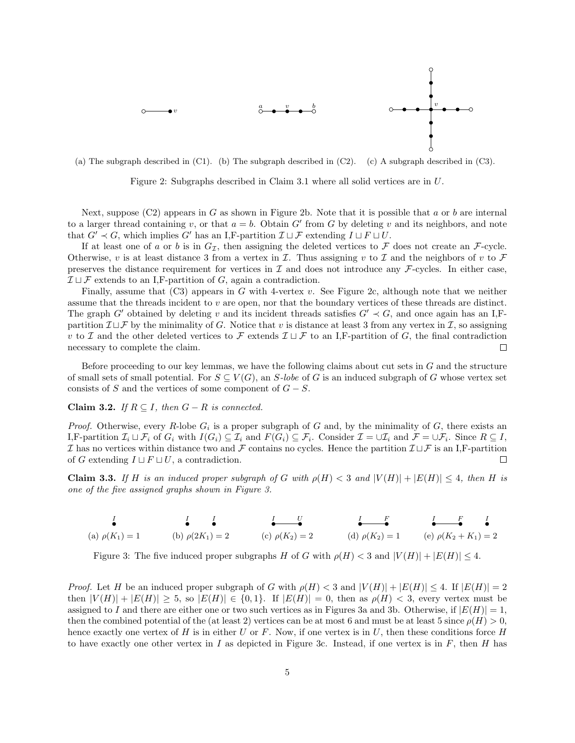(a) The subgraph described in (C1). (b) The subgraph described in (C2). (c) A subgraph described in (C3).

Figure 2: Subgraphs described in Claim 3.1 where all solid vertices are in $U$.

Next, suppose (C2) appears in $G$ as shown in Figure 2b. Note that it is possible that $a$ or $b$ are internal to a larger thread containing $v$, or that $a = b$. Obtain $G'$ from $G$ by deleting $v$ and its neighbors, and note that $G' \prec G$, which implies $G'$ has an I,F-partition $\mathcal{I} \sqcup \mathcal{F}$ extending $I \sqcup F \sqcup U$.

If at least one of $a$ or $b$ is in $G_{\mathcal{I}}$, then assigning the deleted vertices to $\mathcal{F}$ does not create an $\mathcal{F}$-cycle. Otherwise, $v$ is at least distance 3 from a vertex in $\mathcal{I}$. Thus assigning $v$ to $\mathcal{I}$ and the neighbors of $v$ to $\mathcal{F}$ preserves the distance requirement for vertices in $\mathcal{I}$ and does not introduce any $\mathcal{F}$-cycles. In either case, $\mathcal{I} \sqcup \mathcal{F}$ extends to an I,F-partition of $G$, again a contradiction.

Finally, assume that (C3) appears in $G$ with 4-vertex $v$. See Figure 2c, although note that we neither assume that the threads incident to $v$ are open, nor that the boundary vertices of these threads are distinct. The graph $G'$ obtained by deleting $v$ and its incident threads satisfies $G' \prec G$, and once again has an I,F-partition $\mathcal{I} \sqcup \mathcal{F}$ by the minimality of $G$. Notice that $v$ is distance at least 3 from any vertex in $\mathcal{I}$, so assigning $v$ to $\mathcal{I}$ and the other deleted vertices to $\mathcal{F}$ extends $\mathcal{I} \sqcup \mathcal{F}$ to an I,F-partition of $G$, the final contradiction necessary to complete the claim. □

Before proceeding to our key lemmas, we have the following claims about cut sets in $G$ and the structure of small sets of small potential. For $S \subseteq V(G)$, an *$S$-lobe* of $G$ is an induced subgraph of $G$ whose vertex set consists of $S$ and the vertices of some component of $G - S$.

**Claim 3.2.** *If $R \subseteq I$, then $G - R$ is connected.*

*Proof.* Otherwise, every $R$-lobe $G_i$ is a proper subgraph of $G$ and, by the minimality of $G$, there exists an I,F-partition $\mathcal{I}_i \sqcup \mathcal{F}_i$ of $G_i$ with $I(G_i) \subseteq \mathcal{I}_i$ and $F(G_i) \subseteq \mathcal{F}_i$. Consider $\mathcal{I} = \cup \mathcal{I}_i$ and $\mathcal{F} = \cup \mathcal{F}_i$. Since $R \subseteq I$, $\mathcal{I}$ has no vertices within distance two and $\mathcal{F}$ contains no cycles. Hence the partition $\mathcal{I} \sqcup \mathcal{F}$ is an I,F-partition of $G$ extending $I \sqcup F \sqcup U$, a contradiction. □

**Claim 3.3.** *If $H$ is an induced proper subgraph of $G$ with $\rho(H) < 3$ and $|V(H)| + |E(H)| \leq 4$, then $H$ is one of the five assigned graphs shown in Figure 3.*

(a) $\rho(K_1) = 1$ (b) $\rho(2K_1) = 2$ (c) $\rho(K_2) = 2$ (d) $\rho(K_2) = 1$ (e) $\rho(K_2 + K_1) = 2$

Figure 3: The five induced proper subgraphs $H$ of $G$ with $\rho(H) < 3$ and $|V(H)| + |E(H)| \leq 4$.

*Proof.* Let $H$ be an induced proper subgraph of $G$ with $\rho(H) < 3$ and $|V(H)| + |E(H)| \leq 4$. If $|E(H)| = 2$ then $|V(H)| + |E(H)| \geq 5$, so $|E(H)| \in \{0, 1\}$. If $|E(H)| = 0$, then as $\rho(H) < 3$, every vertex must be assigned to $I$ and there are either one or two such vertices as in Figures 3a and 3b. Otherwise, if $|E(H)| = 1$, then the combined potential of the (at least 2) vertices can be at most 6 and must be at least 5 since $\rho(H) > 0$, hence exactly one vertex of $H$ is in either $U$ or $F$. Now, if one vertex is in $U$, then these conditions force $H$ to have exactly one other vertex in $I$ as depicted in Figure 3c. Instead, if one vertex is in $F$, then $H$ has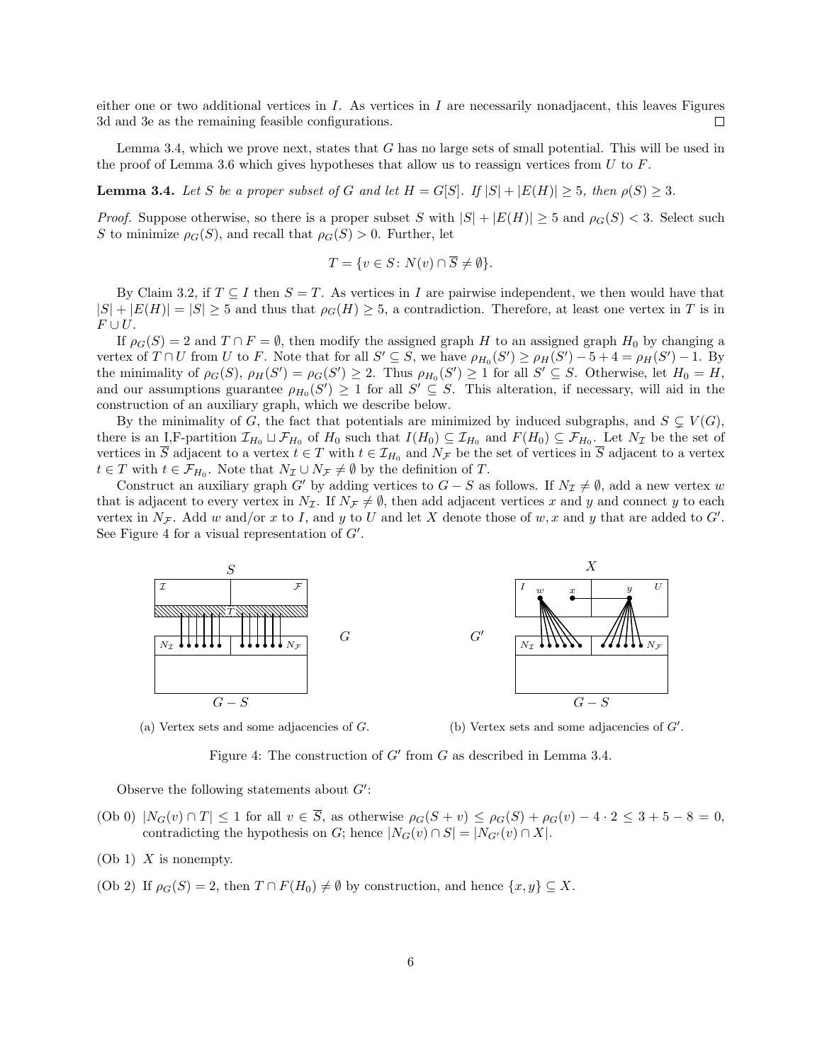either one or two additional vertices in $I$. As vertices in $I$ are necessarily nonadjacent, this leaves Figures 3d and 3e as the remaining feasible configurations. $\square$

Lemma 3.4, which we prove next, states that $G$ has no large sets of small potential. This will be used in the proof of Lemma 3.6 which gives hypotheses that allow us to reassign vertices from $U$ to $F$.

**Lemma 3.4.** *Let $S$ be a proper subset of $G$ and let $H = G[S]$. If $|S| + |E(H)| \geq 5$, then $\rho(S) \geq 3$.*

*Proof.* Suppose otherwise, so there is a proper subset $S$ with $|S| + |E(H)| \geq 5$ and $\rho_G(S) < 3$. Select such $S$ to minimize $\rho_G(S)$, and recall that $\rho_G(S) > 0$. Further, let

$$T = \{v \in S \colon N(v) \cap \overline{S} \neq \emptyset\}.$$

By Claim 3.2, if $T \subseteq I$ then $S = T$. As vertices in $I$ are pairwise independent, we then would have that $|S| + |E(H)| = |S| \geq 5$ and thus that $\rho_G(H) \geq 5$, a contradiction. Therefore, at least one vertex in $T$ is in $F \cup U$.

If $\rho_G(S) = 2$ and $T \cap F = \emptyset$, then modify the assigned graph $H$ to an assigned graph $H_0$ by changing a vertex of $T \cap U$ from $U$ to $F$. Note that for all $S' \subseteq S$, we have $\rho_{H_0}(S') \geq \rho_H(S') - 5 + 4 = \rho_H(S') - 1$. By the minimality of $\rho_G(S)$, $\rho_H(S') = \rho_G(S') \geq 2$. Thus $\rho_{H_0}(S') \geq 1$ for all $S' \subseteq S$. Otherwise, let $H_0 = H$, and our assumptions guarantee $\rho_{H_0}(S') \geq 1$ for all $S' \subseteq S$. This alteration, if necessary, will aid in the construction of an auxiliary graph, which we describe below.

By the minimality of $G$, the fact that potentials are minimized by induced subgraphs, and $S \subsetneq V(G)$, there is an I,F-partition $\mathcal{I}_{H_0} \sqcup \mathcal{F}_{H_0}$ of $H_0$ such that $I(H_0) \subseteq \mathcal{I}_{H_0}$ and $F(H_0) \subseteq \mathcal{F}_{H_0}$. Let $N_\mathcal{I}$ be the set of vertices in $\overline{S}$ adjacent to a vertex $t \in T$ with $t \in \mathcal{I}_{H_0}$ and $N_\mathcal{F}$ be the set of vertices in $\overline{S}$ adjacent to a vertex $t \in T$ with $t \in \mathcal{F}_{H_0}$. Note that $N_\mathcal{I} \cup N_\mathcal{F} \neq \emptyset$ by the definition of $T$.

Construct an auxiliary graph $G'$ by adding vertices to $G - S$ as follows. If $N_\mathcal{I} \neq \emptyset$, add a new vertex $w$ that is adjacent to every vertex in $N_\mathcal{I}$. If $N_\mathcal{F} \neq \emptyset$, then add adjacent vertices $x$ and $y$ and connect $y$ to each vertex in $N_\mathcal{F}$. Add $w$ and/or $x$ to $I$, and $y$ to $U$ and let $X$ denote those of $w, x$ and $y$ that are added to $G'$. See Figure 4 for a visual representation of $G'$.

(a) Vertex sets and some adjacencies of $G$.

(b) Vertex sets and some adjacencies of $G'$.

Figure 4: The construction of $G'$ from $G$ as described in Lemma 3.4.

Observe the following statements about $G'$:

(Ob 0) $|N_G(v) \cap T| \leq 1$ for all $v \in \overline{S}$, as otherwise $\rho_G(S + v) \leq \rho_G(S) + \rho_G(v) - 4 \cdot 2 \leq 3 + 5 - 8 = 0$, contradicting the hypothesis on $G$; hence $|N_G(v) \cap S| = |N_{G'}(v) \cap X|$.

(Ob 1) $X$ is nonempty.

(Ob 2) If $\rho_G(S) = 2$, then $T \cap F(H_0) \neq \emptyset$ by construction, and hence $\{x, y\} \subseteq X$.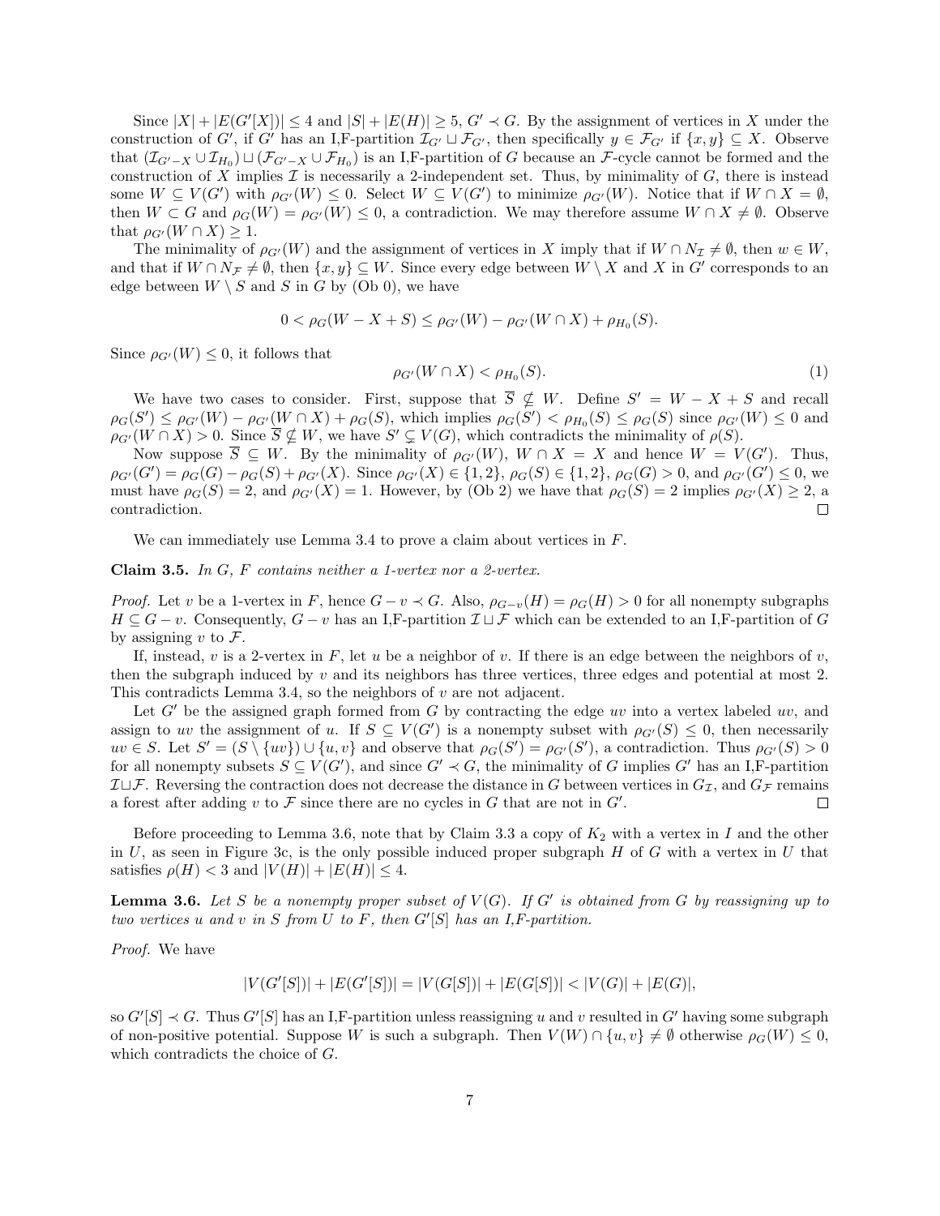Since $|X| + |E(G'[X])| \le 4$ and $|S| + |E(H)| \ge 5$, $G' \prec G$. By the assignment of vertices in $X$ under the construction of $G'$, if $G'$ has an I,F-partition $\mathcal{I}_{G'} \sqcup \mathcal{F}_{G'}$, then specifically $y \in \mathcal{F}_{G'}$ if $\{x, y\} \subseteq X$. Observe that $(\mathcal{I}_{G'-X} \cup \mathcal{I}_{H_0}) \sqcup (\mathcal{F}_{G'-X} \cup \mathcal{F}_{H_0})$ is an I,F-partition of $G$ because an $\mathcal{F}$-cycle cannot be formed and the construction of $X$ implies $\mathcal{I}$ is necessarily a 2-independent set. Thus, by minimality of $G$, there is instead some $W \subseteq V(G')$ with $\rho_{G'}(W) \le 0$. Select $W \subseteq V(G')$ to minimize $\rho_{G'}(W)$. Notice that if $W \cap X = \emptyset$, then $W \subset G$ and $\rho_G(W) = \rho_{G'}(W) \le 0$, a contradiction. We may therefore assume $W \cap X \ne \emptyset$. Observe that $\rho_{G'}(W \cap X) \ge 1$.

The minimality of $\rho_{G'}(W)$ and the assignment of vertices in $X$ imply that if $W \cap N_{\mathcal{I}} \ne \emptyset$, then $w \in W$, and that if $W \cap N_{\mathcal{F}} \ne \emptyset$, then $\{x, y\} \subseteq W$. Since every edge between $W \setminus X$ and $X$ in $G'$ corresponds to an edge between $W \setminus S$ and $S$ in $G$ by (Ob 0), we have

$$0 < \rho_G(W - X + S) \le \rho_{G'}(W) - \rho_{G'}(W \cap X) + \rho_{H_0}(S).$$

Since $\rho_{G'}(W) \le 0$, it follows that

$$\rho_{G'}(W \cap X) < \rho_{H_0}(S). \tag{1}$$

We have two cases to consider. First, suppose that $\overline{S} \nsubseteq W$. Define $S' = W - X + S$ and recall $\rho_G(S') \le \rho_{G'}(W) - \rho_{G'}(W \cap X) + \rho_G(S)$, which implies $\rho_G(S') < \rho_{H_0}(S) \le \rho_G(S)$ since $\rho_{G'}(W) \le 0$ and $\rho_{G'}(W \cap X) > 0$. Since $\overline{S} \nsubseteq W$, we have $S' \subsetneq V(G)$, which contradicts the minimality of $\rho(S)$.

Now suppose $\overline{S} \subseteq W$. By the minimality of $\rho_{G'}(W)$, $W \cap X = X$ and hence $W = V(G')$. Thus, $\rho_{G'}(G') = \rho_G(G) - \rho_G(S) + \rho_{G'}(X)$. Since $\rho_{G'}(X) \in \{1, 2\}$, $\rho_G(S) \in \{1, 2\}$, $\rho_G(G) > 0$, and $\rho_{G'}(G') \le 0$, we must have $\rho_G(S) = 2$, and $\rho_{G'}(X) = 1$. However, by (Ob 2) we have that $\rho_G(S) = 2$ implies $\rho_{G'}(X) \ge 2$, a contradiction. $\square$

We can immediately use Lemma 3.4 to prove a claim about vertices in $F$.

**Claim 3.5.** *In $G$, $F$ contains neither a 1-vertex nor a 2-vertex.*

*Proof.* Let $v$ be a 1-vertex in $F$, hence $G - v \prec G$. Also, $\rho_{G-v}(H) = \rho_G(H) > 0$ for all nonempty subgraphs $H \subseteq G - v$. Consequently, $G - v$ has an I,F-partition $\mathcal{I} \sqcup \mathcal{F}$ which can be extended to an I,F-partition of $G$ by assigning $v$ to $\mathcal{F}$.

If, instead, $v$ is a 2-vertex in $F$, let $u$ be a neighbor of $v$. If there is an edge between the neighbors of $v$, then the subgraph induced by $v$ and its neighbors has three vertices, three edges and potential at most 2. This contradicts Lemma 3.4, so the neighbors of $v$ are not adjacent.

Let $G'$ be the assigned graph formed from $G$ by contracting the edge $uv$ into a vertex labeled $uv$, and assign to $uv$ the assignment of $u$. If $S \subseteq V(G')$ is a nonempty subset with $\rho_{G'}(S) \le 0$, then necessarily $uv \in S$. Let $S' = (S \setminus \{uv\}) \cup \{u, v\}$ and observe that $\rho_G(S') = \rho_{G'}(S')$, a contradiction. Thus $\rho_{G'}(S) > 0$ for all nonempty subsets $S \subseteq V(G')$, and since $G' \prec G$, the minimality of $G$ implies $G'$ has an I,F-partition $\mathcal{I} \sqcup \mathcal{F}$. Reversing the contraction does not decrease the distance in $G$ between vertices in $G_{\mathcal{I}}$, and $G_{\mathcal{F}}$ remains a forest after adding $v$ to $\mathcal{F}$ since there are no cycles in $G$ that are not in $G'$. $\square$

Before proceeding to Lemma 3.6, note that by Claim 3.3 a copy of $K_2$ with a vertex in $I$ and the other in $U$, as seen in Figure 3c, is the only possible induced proper subgraph $H$ of $G$ with a vertex in $U$ that satisfies $\rho(H) < 3$ and $|V(H)| + |E(H)| \le 4$.

**Lemma 3.6.** *Let $S$ be a nonempty proper subset of $V(G)$. If $G'$ is obtained from $G$ by reassigning up to two vertices $u$ and $v$ in $S$ from $U$ to $F$, then $G'[S]$ has an I,F-partition.*

*Proof.* We have

$$|V(G'[S])| + |E(G'[S])| = |V(G[S])| + |E(G[S])| < |V(G)| + |E(G)|,$$

so $G'[S] \prec G$. Thus $G'[S]$ has an I,F-partition unless reassigning $u$ and $v$ resulted in $G'$ having some subgraph of non-positive potential. Suppose $W$ is such a subgraph. Then $V(W) \cap \{u, v\} \ne \emptyset$ otherwise $\rho_G(W) \le 0$, which contradicts the choice of $G$.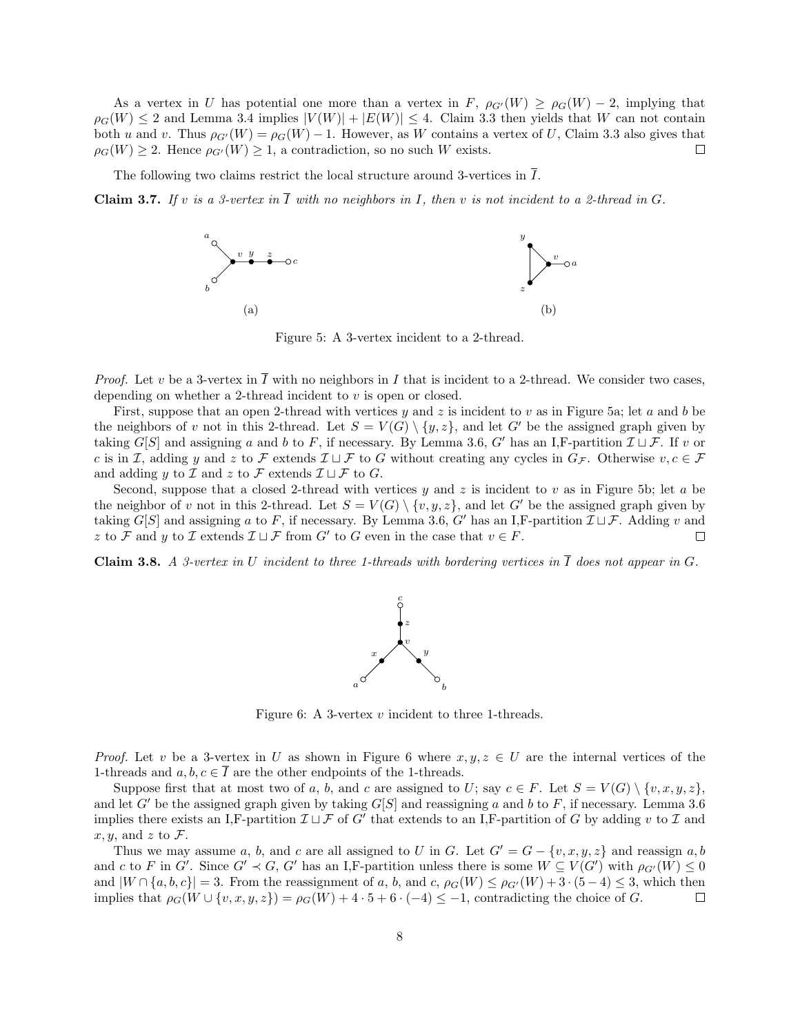As a vertex in $U$ has potential one more than a vertex in $F$, $\rho_{G'}(W) \geq \rho_G(W) - 2$, implying that $\rho_G(W) \leq 2$ and Lemma 3.4 implies $|V(W)| + |E(W)| \leq 4$. Claim 3.3 then yields that $W$ can not contain both $u$ and $v$. Thus $\rho_{G'}(W) = \rho_G(W) - 1$. However, as $W$ contains a vertex of $U$, Claim 3.3 also gives that $\rho_G(W) \geq 2$. Hence $\rho_{G'}(W) \geq 1$, a contradiction, so no such $W$ exists. □

The following two claims restrict the local structure around 3-vertices in $\overline{I}$.

**Claim 3.7.** *If $v$ is a 3-vertex in $\overline{I}$ with no neighbors in $I$, then $v$ is not incident to a 2-thread in $G$.*

(a) (b)

Figure 5: A 3-vertex incident to a 2-thread.

*Proof.* Let $v$ be a 3-vertex in $\overline{I}$ with no neighbors in $I$ that is incident to a 2-thread. We consider two cases, depending on whether a 2-thread incident to $v$ is open or closed.

First, suppose that an open 2-thread with vertices $y$ and $z$ is incident to $v$ as in Figure 5a; let $a$ and $b$ be the neighbors of $v$ not in this 2-thread. Let $S = V(G) \setminus \{y, z\}$, and let $G'$ be the assigned graph given by taking $G[S]$ and assigning $a$ and $b$ to $F$, if necessary. By Lemma 3.6, $G'$ has an I,F-partition $\mathcal{I} \sqcup \mathcal{F}$. If $v$ or $c$ is in $\mathcal{I}$, adding $y$ and $z$ to $\mathcal{F}$ extends $\mathcal{I} \sqcup \mathcal{F}$ to $G$ without creating any cycles in $G_{\mathcal{F}}$. Otherwise $v, c \in \mathcal{F}$ and adding $y$ to $\mathcal{I}$ and $z$ to $\mathcal{F}$ extends $\mathcal{I} \sqcup \mathcal{F}$ to $G$.

Second, suppose that a closed 2-thread with vertices $y$ and $z$ is incident to $v$ as in Figure 5b; let $a$ be the neighbor of $v$ not in this 2-thread. Let $S = V(G) \setminus \{v, y, z\}$, and let $G'$ be the assigned graph given by taking $G[S]$ and assigning $a$ to $F$, if necessary. By Lemma 3.6, $G'$ has an I,F-partition $\mathcal{I} \sqcup \mathcal{F}$. Adding $v$ and $z$ to $\mathcal{F}$ and $y$ to $\mathcal{I}$ extends $\mathcal{I} \sqcup \mathcal{F}$ from $G'$ to $G$ even in the case that $v \in F$. □

**Claim 3.8.** *A 3-vertex in $U$ incident to three 1-threads with bordering vertices in $\overline{I}$ does not appear in $G$.*

Figure 6: A 3-vertex $v$ incident to three 1-threads.

*Proof.* Let $v$ be a 3-vertex in $U$ as shown in Figure 6 where $x, y, z \in U$ are the internal vertices of the 1-threads and $a, b, c \in \overline{I}$ are the other endpoints of the 1-threads.

Suppose first that at most two of $a$, $b$, and $c$ are assigned to $U$; say $c \in F$. Let $S = V(G) \setminus \{v, x, y, z\}$, and let $G'$ be the assigned graph given by taking $G[S]$ and reassigning $a$ and $b$ to $F$, if necessary. Lemma 3.6 implies there exists an I,F-partition $\mathcal{I} \sqcup \mathcal{F}$ of $G'$ that extends to an I,F-partition of $G$ by adding $v$ to $\mathcal{I}$ and $x, y$, and $z$ to $\mathcal{F}$.

Thus we may assume $a$, $b$, and $c$ are all assigned to $U$ in $G$. Let $G' = G - \{v, x, y, z\}$ and reassign $a, b$ and $c$ to $F$ in $G'$. Since $G' \prec G$, $G'$ has an I,F-partition unless there is some $W \subseteq V(G')$ with $\rho_{G'}(W) \leq 0$ and $|W \cap \{a, b, c\}| = 3$. From the reassignment of $a$, $b$, and $c$, $\rho_G(W) \leq \rho_{G'}(W) + 3 \cdot (5 - 4) \leq 3$, which then implies that $\rho_G(W \cup \{v, x, y, z\}) = \rho_G(W) + 4 \cdot 5 + 6 \cdot (-4) \leq -1$, contradicting the choice of $G$. □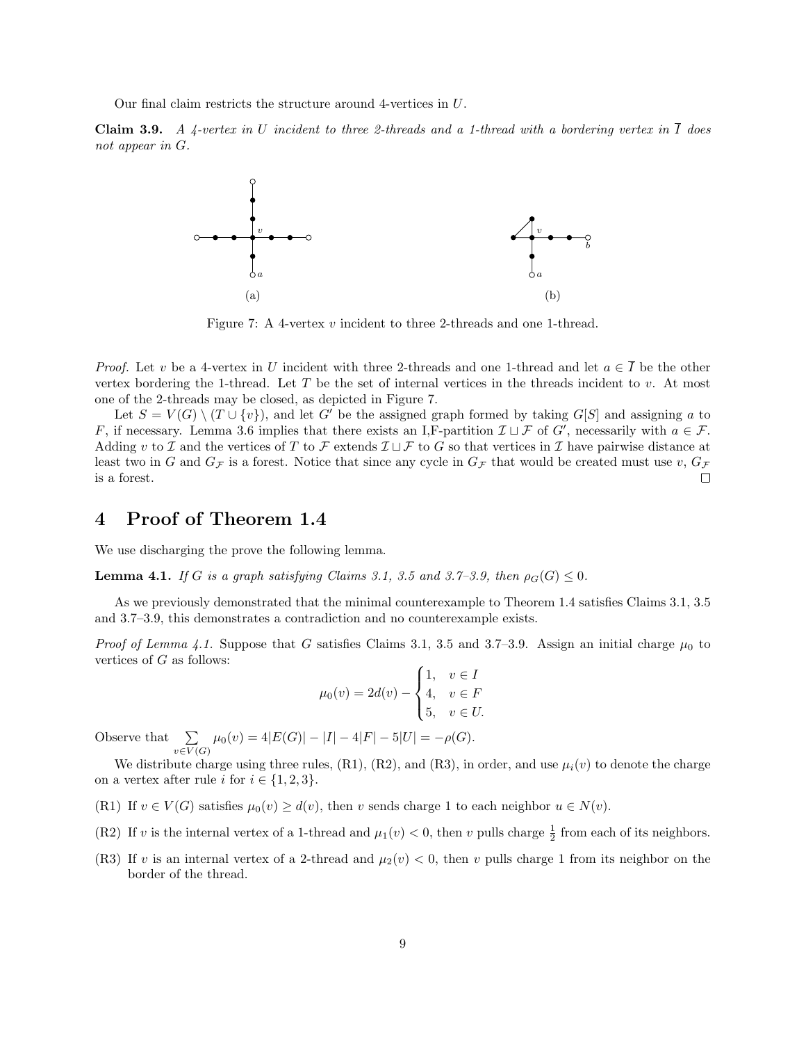Our final claim restricts the structure around 4-vertices in $U$.

**Claim 3.9.** *A 4-vertex in $U$ incident to three 2-threads and a 1-thread with a bordering vertex in $\overline{I}$ does not appear in $G$.*

(a) (b)

Figure 7: A 4-vertex $v$ incident to three 2-threads and one 1-thread.

*Proof.* Let $v$ be a 4-vertex in $U$ incident with three 2-threads and one 1-thread and let $a \in \overline{I}$ be the other vertex bordering the 1-thread. Let $T$ be the set of internal vertices in the threads incident to $v$. At most one of the 2-threads may be closed, as depicted in Figure 7.

Let $S = V(G) \setminus (T \cup \{v\})$, and let $G'$ be the assigned graph formed by taking $G[S]$ and assigning $a$ to $F$, if necessary. Lemma 3.6 implies that there exists an I,F-partition $\mathcal{I} \sqcup \mathcal{F}$ of $G'$, necessarily with $a \in \mathcal{F}$. Adding $v$ to $\mathcal{I}$ and the vertices of $T$ to $\mathcal{F}$ extends $\mathcal{I} \sqcup \mathcal{F}$ to $G$ so that vertices in $\mathcal{I}$ have pairwise distance at least two in $G$ and $G_{\mathcal{F}}$ is a forest. Notice that since any cycle in $G_{\mathcal{F}}$ that would be created must use $v$, $G_{\mathcal{F}}$ is a forest. $\square$

# 4 Proof of Theorem 1.4

We use discharging the prove the following lemma.

**Lemma 4.1.** *If $G$ is a graph satisfying Claims 3.1, 3.5 and 3.7–3.9, then $\rho_G(G) \leq 0$.*

As we previously demonstrated that the minimal counterexample to Theorem 1.4 satisfies Claims 3.1, 3.5 and 3.7–3.9, this demonstrates a contradiction and no counterexample exists.

*Proof of Lemma 4.1.* Suppose that $G$ satisfies Claims 3.1, 3.5 and 3.7–3.9. Assign an initial charge $\mu_0$ to vertices of $G$ as follows:

$$\mu_0(v) = 2d(v) - \begin{cases} 1, & v \in I \\ 4, & v \in F \\ 5, & v \in U. \end{cases}$$

Observe that $\sum_{v \in V(G)} \mu_0(v) = 4|E(G)| - |I| - 4|F| - 5|U| = -\rho(G)$.

We distribute charge using three rules, (R1), (R2), and (R3), in order, and use $\mu_i(v)$ to denote the charge on a vertex after rule $i$ for $i \in \{1, 2, 3\}$.

(R1) If $v \in V(G)$ satisfies $\mu_0(v) \geq d(v)$, then $v$ sends charge 1 to each neighbor $u \in N(v)$.

(R2) If $v$ is the internal vertex of a 1-thread and $\mu_1(v) < 0$, then $v$ pulls charge $\frac{1}{2}$ from each of its neighbors.

(R3) If $v$ is an internal vertex of a 2-thread and $\mu_2(v) < 0$, then $v$ pulls charge 1 from its neighbor on the border of the thread.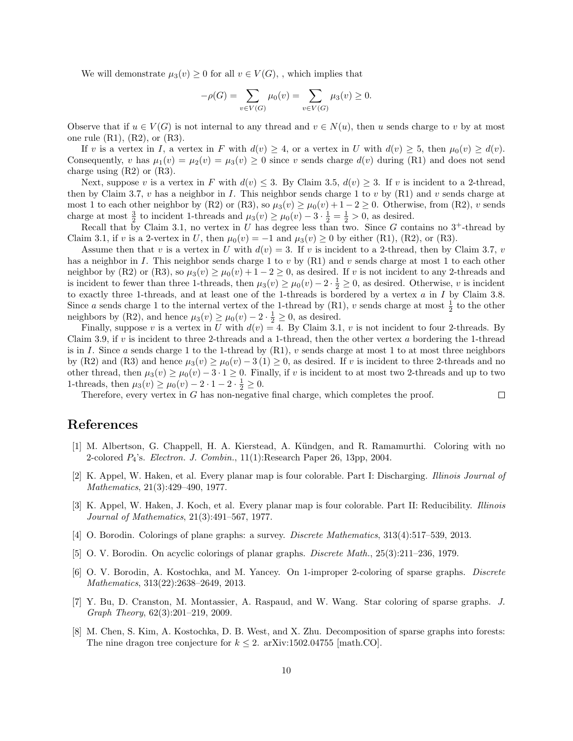We will demonstrate $\mu_3(v) \geq 0$ for all $v \in V(G)$, , which implies that

$$-\rho(G) = \sum_{v\in V(G)} \mu_0(v) = \sum_{v\in V(G)} \mu_3(v) \geq 0.$$

Observe that if $u \in V(G)$ is not internal to any thread and $v \in N(u)$, then $u$ sends charge to $v$ by at most one rule (R1), (R2), or (R3).

If $v$ is a vertex in $I$, a vertex in $F$ with $d(v) \geq 4$, or a vertex in $U$ with $d(v) \geq 5$, then $\mu_0(v) \geq d(v)$. Consequently, $v$ has $\mu_1(v) = \mu_2(v) = \mu_3(v) \geq 0$ since $v$ sends charge $d(v)$ during (R1) and does not send charge using (R2) or (R3).

Next, suppose $v$ is a vertex in $F$ with $d(v) \leq 3$. By Claim 3.5, $d(v) \geq 3$. If $v$ is incident to a 2-thread, then by Claim 3.7, $v$ has a neighbor in $I$. This neighbor sends charge 1 to $v$ by (R1) and $v$ sends charge at most 1 to each other neighbor by (R2) or (R3), so $\mu_3(v) \geq \mu_0(v) + 1 - 2 \geq 0$. Otherwise, from (R2), $v$ sends charge at most $\frac{3}{2}$ to incident 1-threads and $\mu_3(v) \geq \mu_0(v) - 3 \cdot \frac{1}{2} = \frac{1}{2} > 0$, as desired.

Recall that by Claim 3.1, no vertex in $U$ has degree less than two. Since $G$ contains no $3^+$-thread by Claim 3.1, if $v$ is a 2-vertex in $U$, then $\mu_0(v) = -1$ and $\mu_3(v) \geq 0$ by either (R1), (R2), or (R3).

Assume then that $v$ is a vertex in $U$ with $d(v) = 3$. If $v$ is incident to a 2-thread, then by Claim 3.7, $v$ has a neighbor in $I$. This neighbor sends charge 1 to $v$ by (R1) and $v$ sends charge at most 1 to each other neighbor by (R2) or (R3), so $\mu_3(v) \geq \mu_0(v) + 1 - 2 \geq 0$, as desired. If $v$ is not incident to any 2-threads and is incident to fewer than three 1-threads, then $\mu_3(v) \geq \mu_0(v) - 2 \cdot \frac{1}{2} \geq 0$, as desired. Otherwise, $v$ is incident to exactly three 1-threads, and at least one of the 1-threads is bordered by a vertex $a$ in $I$ by Claim 3.8. Since $a$ sends charge 1 to the internal vertex of the 1-thread by (R1), $v$ sends charge at most $\frac{1}{2}$ to the other neighbors by (R2), and hence $\mu_3(v) \geq \mu_0(v) - 2 \cdot \frac{1}{2} \geq 0$, as desired.

Finally, suppose $v$ is a vertex in $U$ with $d(v) = 4$. By Claim 3.1, $v$ is not incident to four 2-threads. By Claim 3.9, if $v$ is incident to three 2-threads and a 1-thread, then the other vertex $a$ bordering the 1-thread is in $I$. Since $a$ sends charge 1 to the 1-thread by (R1), $v$ sends charge at most 1 to at most three neighbors by (R2) and (R3) and hence $\mu_3(v) \geq \mu_0(v) - 3\,(1) \geq 0$, as desired. If $v$ is incident to three 2-threads and no other thread, then $\mu_3(v) \geq \mu_0(v) - 3 \cdot 1 \geq 0$. Finally, if $v$ is incident to at most two 2-threads and up to two 1-threads, then $\mu_3(v) \geq \mu_0(v) - 2 \cdot 1 - 2 \cdot \frac{1}{2} \geq 0$.

Therefore, every vertex in $G$ has non-negative final charge, which completes the proof. □

# References

[1] M. Albertson, G. Chappell, H. A. Kierstead, A. Kündgen, and R. Ramamurthi. Coloring with no 2-colored $P_4$'s. *Electron. J. Combin.*, 11(1):Research Paper 26, 13pp, 2004.

[2] K. Appel, W. Haken, et al. Every planar map is four colorable. Part I: Discharging. *Illinois Journal of Mathematics*, 21(3):429–490, 1977.

[3] K. Appel, W. Haken, J. Koch, et al. Every planar map is four colorable. Part II: Reducibility. *Illinois Journal of Mathematics*, 21(3):491–567, 1977.

[4] O. Borodin. Colorings of plane graphs: a survey. *Discrete Mathematics*, 313(4):517–539, 2013.

[5] O. V. Borodin. On acyclic colorings of planar graphs. *Discrete Math.*, 25(3):211–236, 1979.

[6] O. V. Borodin, A. Kostochka, and M. Yancey. On 1-improper 2-coloring of sparse graphs. *Discrete Mathematics*, 313(22):2638–2649, 2013.

[7] Y. Bu, D. Cranston, M. Montassier, A. Raspaud, and W. Wang. Star coloring of sparse graphs. *J. Graph Theory*, 62(3):201–219, 2009.

[8] M. Chen, S. Kim, A. Kostochka, D. B. West, and X. Zhu. Decomposition of sparse graphs into forests: The nine dragon tree conjecture for $k \leq 2$. arXiv:1502.04755 [math.CO].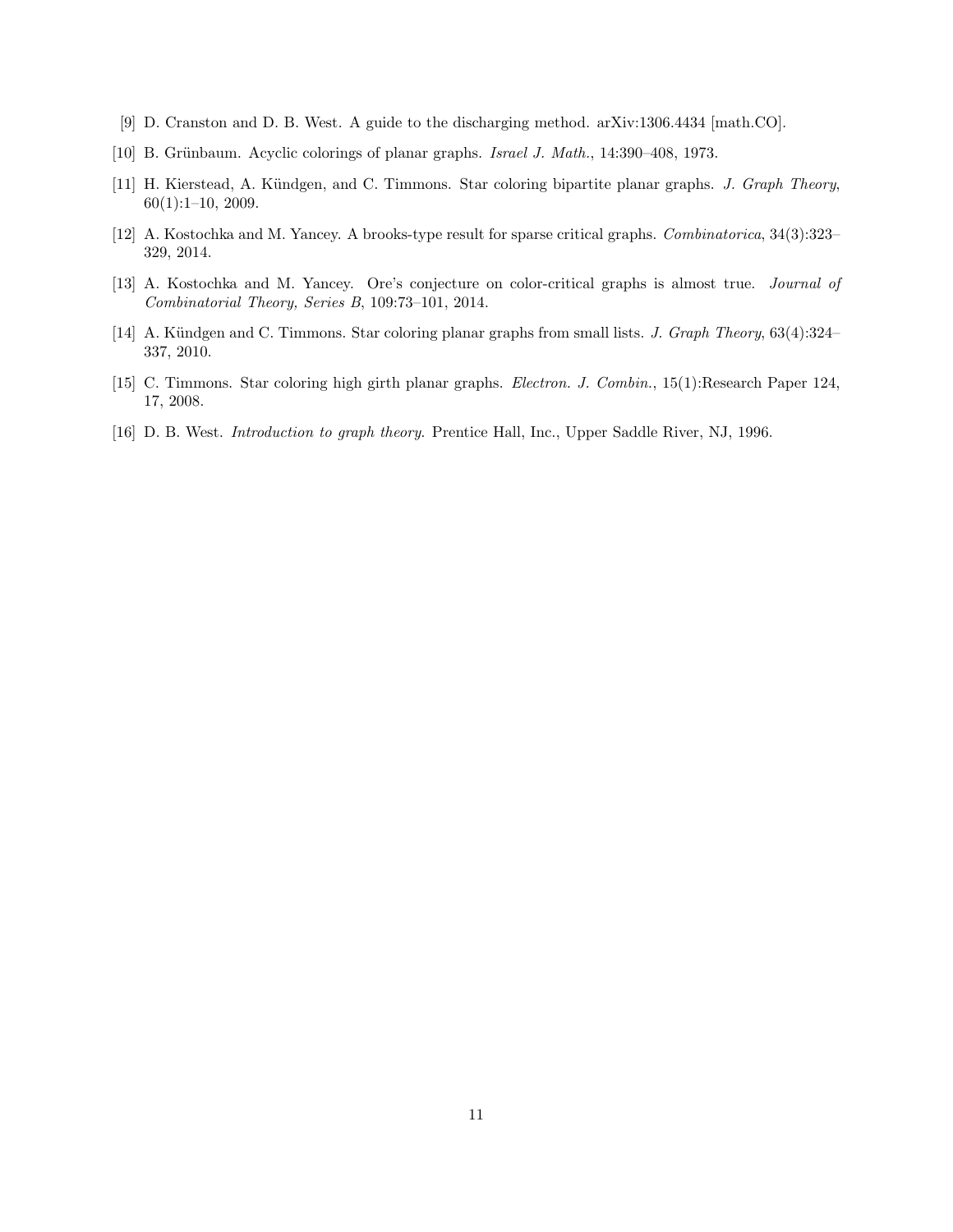[9] D. Cranston and D. B. West. A guide to the discharging method. arXiv:1306.4434 [math.CO].

[10] B. Grünbaum. Acyclic colorings of planar graphs. *Israel J. Math.*, 14:390–408, 1973.

[11] H. Kierstead, A. Kündgen, and C. Timmons. Star coloring bipartite planar graphs. *J. Graph Theory*, 60(1):1–10, 2009.

[12] A. Kostochka and M. Yancey. A brooks-type result for sparse critical graphs. *Combinatorica*, 34(3):323–329, 2014.

[13] A. Kostochka and M. Yancey. Ore's conjecture on color-critical graphs is almost true. *Journal of Combinatorial Theory, Series B*, 109:73–101, 2014.

[14] A. Kündgen and C. Timmons. Star coloring planar graphs from small lists. *J. Graph Theory*, 63(4):324–337, 2010.

[15] C. Timmons. Star coloring high girth planar graphs. *Electron. J. Combin.*, 15(1):Research Paper 124, 17, 2008.

[16] D. B. West. *Introduction to graph theory*. Prentice Hall, Inc., Upper Saddle River, NJ, 1996.